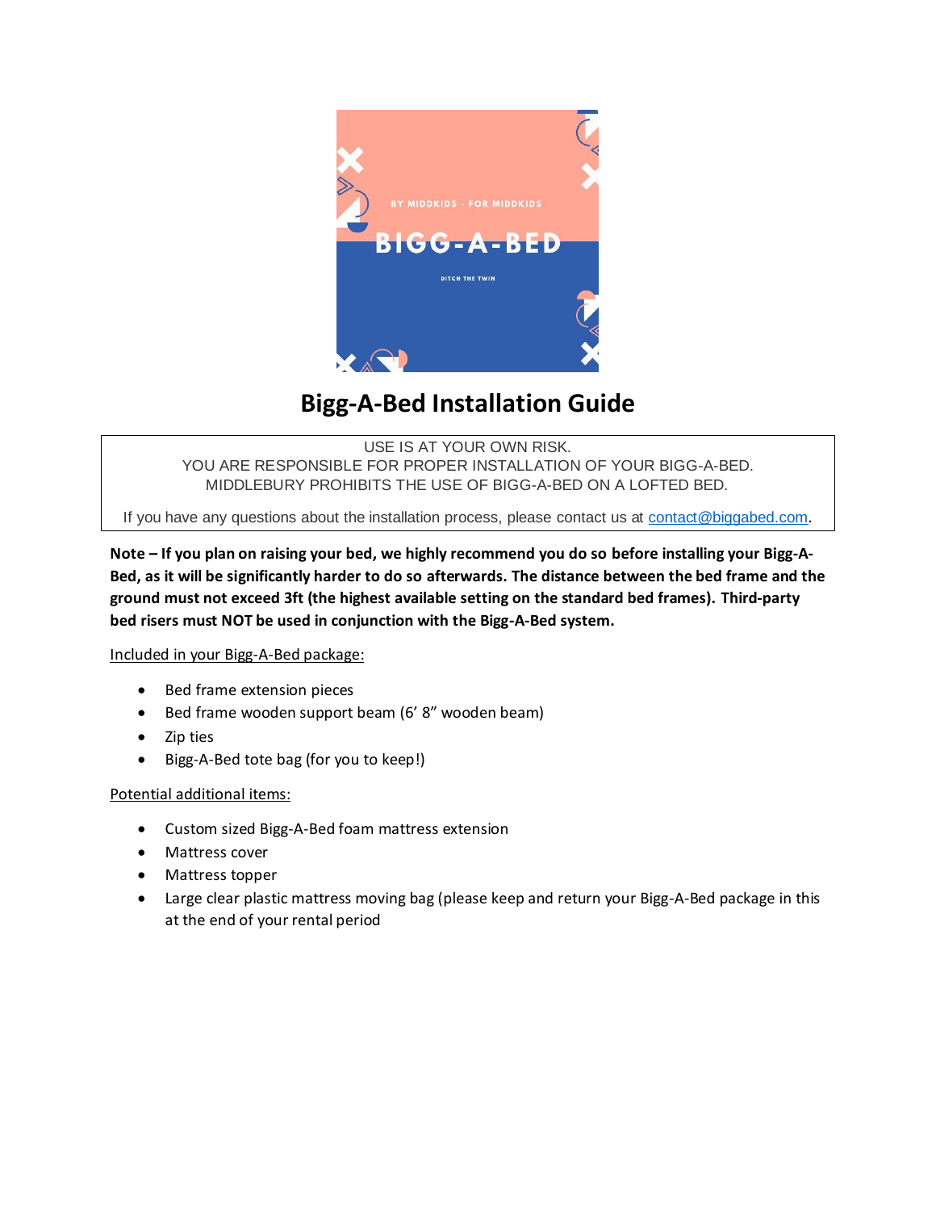BY MIDDKIDS · FOR MIDDKIDS

BIGG-A-BED

DITCH THE TWIN

# Bigg-A-Bed Installation Guide

USE IS AT YOUR OWN RISK.
YOU ARE RESPONSIBLE FOR PROPER INSTALLATION OF YOUR BIGG-A-BED.
MIDDLEBURY PROHIBITS THE USE OF BIGG-A-BED ON A LOFTED BED.

If you have any questions about the installation process, please contact us at contact@biggabed.com.

**Note – If you plan on raising your bed, we highly recommend you do so before installing your Bigg-A-Bed, as it will be significantly harder to do so afterwards. The distance between the bed frame and the ground must not exceed 3ft (the highest available setting on the standard bed frames). Third-party bed risers must NOT be used in conjunction with the Bigg-A-Bed system.**

Included in your Bigg-A-Bed package:

- Bed frame extension pieces
- Bed frame wooden support beam (6' 8" wooden beam)
- Zip ties
- Bigg-A-Bed tote bag (for you to keep!)

Potential additional items:

- Custom sized Bigg-A-Bed foam mattress extension
- Mattress cover
- Mattress topper
- Large clear plastic mattress moving bag (please keep and return your Bigg-A-Bed package in this at the end of your rental period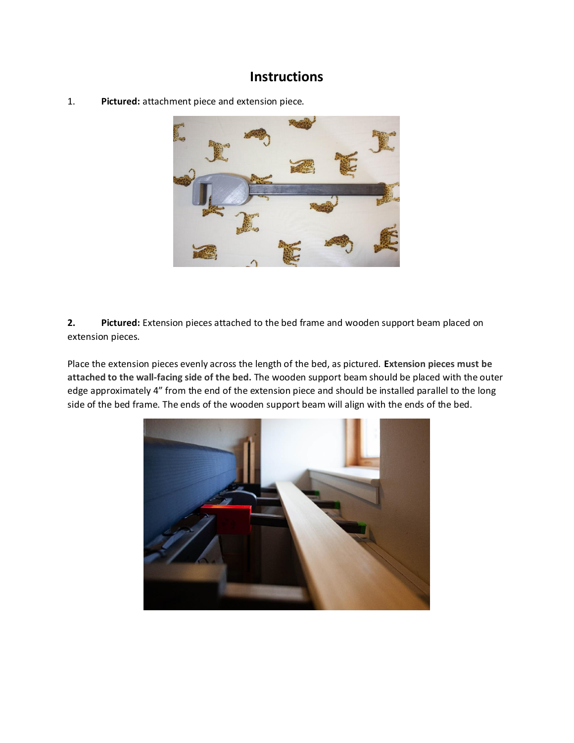# Instructions

1. **Pictured:** attachment piece and extension piece.

2. **Pictured:** Extension pieces attached to the bed frame and wooden support beam placed on extension pieces.

Place the extension pieces evenly across the length of the bed, as pictured. **Extension pieces must be attached to the wall-facing side of the bed.** The wooden support beam should be placed with the outer edge approximately 4" from the end of the extension piece and should be installed parallel to the long side of the bed frame. The ends of the wooden support beam will align with the ends of the bed.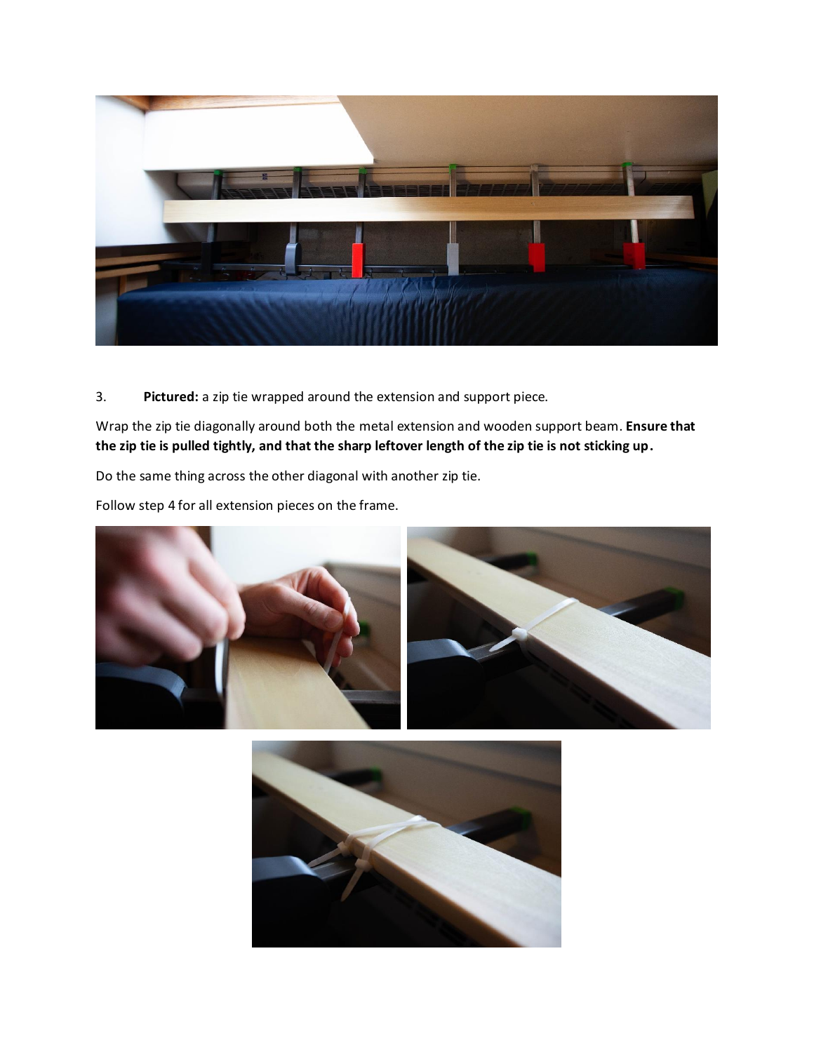3. **Pictured:** a zip tie wrapped around the extension and support piece.

Wrap the zip tie diagonally around both the metal extension and wooden support beam. **Ensure that the zip tie is pulled tightly, and that the sharp leftover length of the zip tie is not sticking up.**

Do the same thing across the other diagonal with another zip tie.

Follow step 4 for all extension pieces on the frame.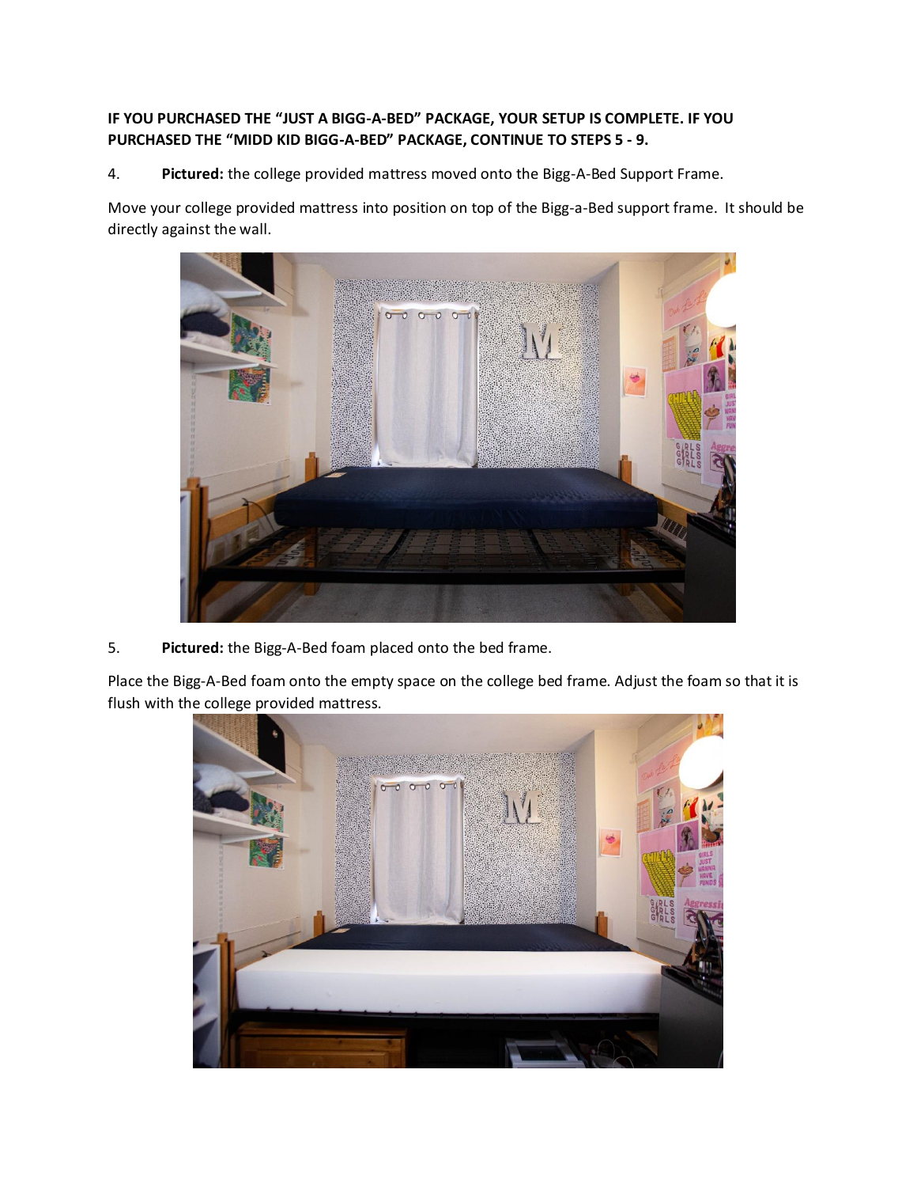**IF YOU PURCHASED THE "JUST A BIGG-A-BED" PACKAGE, YOUR SETUP IS COMPLETE. IF YOU PURCHASED THE "MIDD KID BIGG-A-BED" PACKAGE, CONTINUE TO STEPS 5 - 9.**

4. **Pictured:** the college provided mattress moved onto the Bigg-A-Bed Support Frame.

Move your college provided mattress into position on top of the Bigg-a-Bed support frame. It should be directly against the wall.

5. **Pictured:** the Bigg-A-Bed foam placed onto the bed frame.

Place the Bigg-A-Bed foam onto the empty space on the college bed frame. Adjust the foam so that it is flush with the college provided mattress.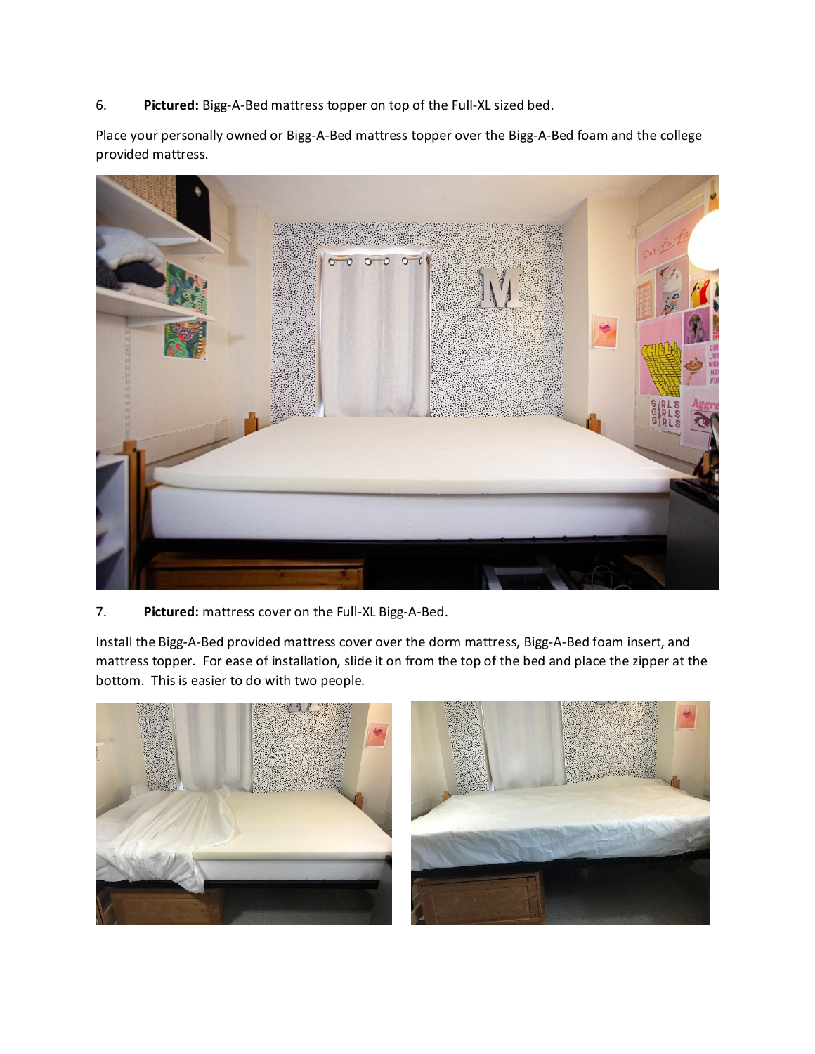6. **Pictured:** Bigg-A-Bed mattress topper on top of the Full-XL sized bed.

Place your personally owned or Bigg-A-Bed mattress topper over the Bigg-A-Bed foam and the college provided mattress.

7. **Pictured:** mattress cover on the Full-XL Bigg-A-Bed.

Install the Bigg-A-Bed provided mattress cover over the dorm mattress, Bigg-A-Bed foam insert, and mattress topper. For ease of installation, slide it on from the top of the bed and place the zipper at the bottom. This is easier to do with two people.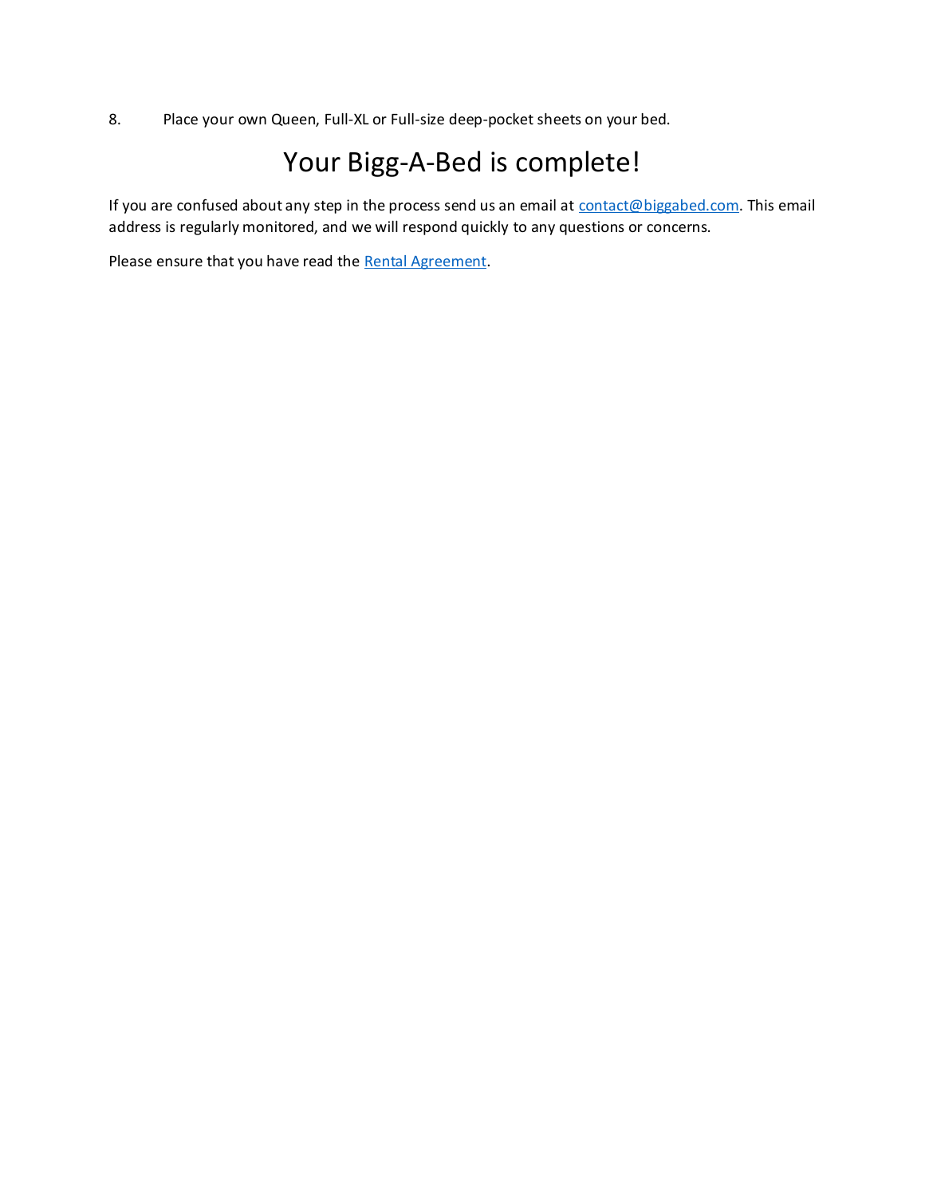8. Place your own Queen, Full-XL or Full-size deep-pocket sheets on your bed.

# Your Bigg-A-Bed is complete!

If you are confused about any step in the process send us an email at [contact@biggabed.com](mailto:contact@biggabed.com). This email address is regularly monitored, and we will respond quickly to any questions or concerns.

Please ensure that you have read the Rental Agreement.